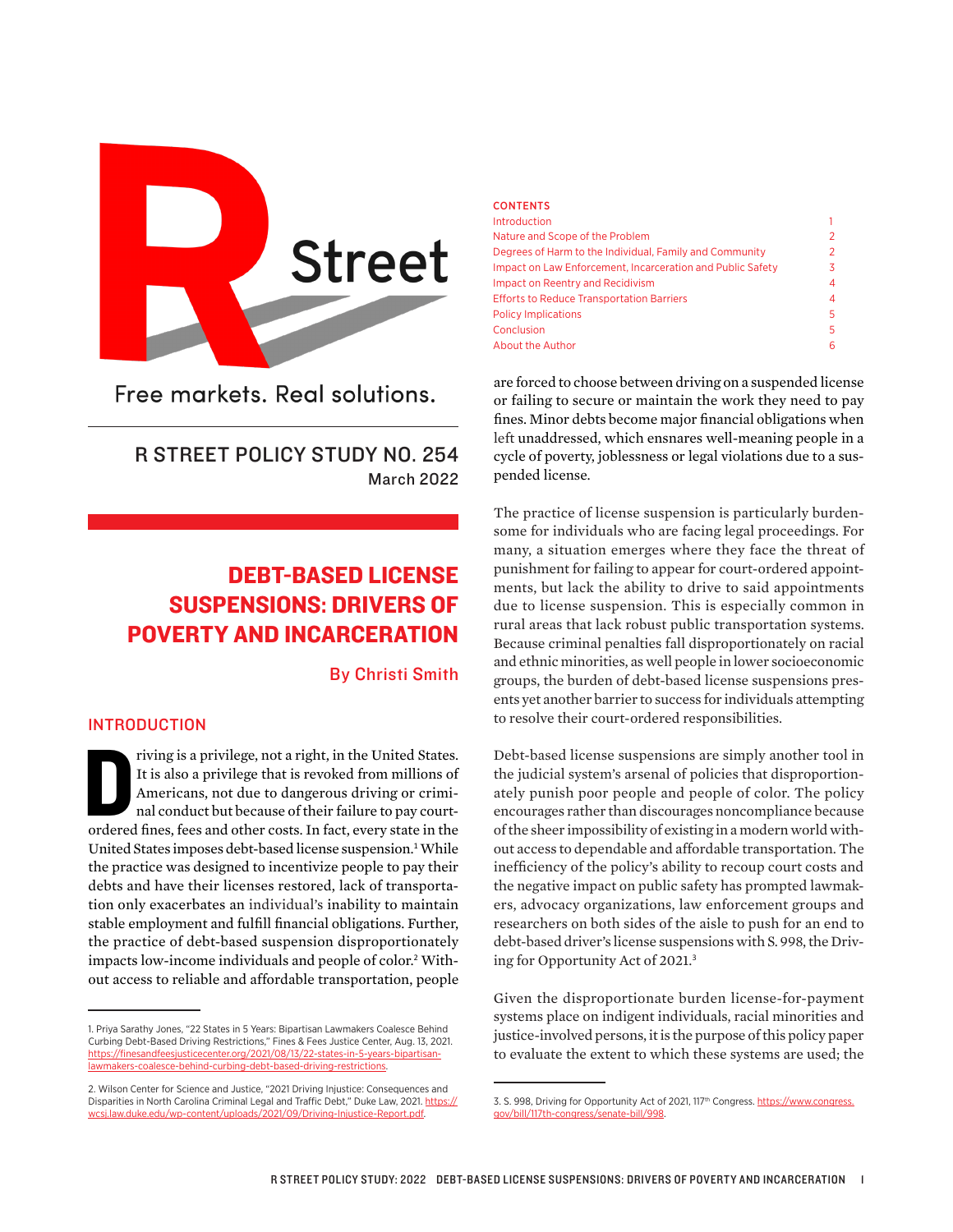R Street

Free markets. Real solutions.

R STREET POLICY STUDY NO. 254
March 2022

# DEBT-BASED LICENSE SUSPENSIONS: DRIVERS OF POVERTY AND INCARCERATION

By Christi Smith

**CONTENTS**

| | |
|---|---|
| Introduction | 1 |
| Nature and Scope of the Problem | 2 |
| Degrees of Harm to the Individual, Family and Community | 2 |
| Impact on Law Enforcement, Incarceration and Public Safety | 3 |
| Impact on Reentry and Recidivism | 4 |
| Efforts to Reduce Transportation Barriers | 4 |
| Policy Implications | 5 |
| Conclusion | 5 |
| About the Author | 6 |

## INTRODUCTION

Driving is a privilege, not a right, in the United States. It is also a privilege that is revoked from millions of Americans, not due to dangerous driving or criminal conduct but because of their failure to pay court-ordered fines, fees and other costs. In fact, every state in the United States imposes debt-based license suspension.[1] While the practice was designed to incentivize people to pay their debts and have their licenses restored, lack of transportation only exacerbates an individual's inability to maintain stable employment and fulfill financial obligations. Further, the practice of debt-based suspension disproportionately impacts low-income individuals and people of color.[2] Without access to reliable and affordable transportation, people are forced to choose between driving on a suspended license or failing to secure or maintain the work they need to pay fines. Minor debts become major financial obligations when left unaddressed, which ensnares well-meaning people in a cycle of poverty, joblessness or legal violations due to a suspended license.

The practice of license suspension is particularly burdensome for individuals who are facing legal proceedings. For many, a situation emerges where they face the threat of punishment for failing to appear for court-ordered appointments, but lack the ability to drive to said appointments due to license suspension. This is especially common in rural areas that lack robust public transportation systems. Because criminal penalties fall disproportionately on racial and ethnic minorities, as well people in lower socioeconomic groups, the burden of debt-based license suspensions presents yet another barrier to success for individuals attempting to resolve their court-ordered responsibilities.

Debt-based license suspensions are simply another tool in the judicial system's arsenal of policies that disproportionately punish poor people and people of color. The policy encourages rather than discourages noncompliance because of the sheer impossibility of existing in a modern world without access to dependable and affordable transportation. The inefficiency of the policy's ability to recoup court costs and the negative impact on public safety has prompted lawmakers, advocacy organizations, law enforcement groups and researchers on both sides of the aisle to push for an end to debt-based driver's license suspensions with S. 998, the Driving for Opportunity Act of 2021.[3]

Given the disproportionate burden license-for-payment systems place on indigent individuals, racial minorities and justice-involved persons, it is the purpose of this policy paper to evaluate the extent to which these systems are used; the

---

1. Priya Sarathy Jones, "22 States in 5 Years: Bipartisan Lawmakers Coalesce Behind Curbing Debt-Based Driving Restrictions," Fines & Fees Justice Center, Aug. 13, 2021. https://finesandfeesjusticecenter.org/2021/08/13/22-states-in-5-years-bipartisan-lawmakers-coalesce-behind-curbing-debt-based-driving-restrictions.

2. Wilson Center for Science and Justice, "2021 Driving Injustice: Consequences and Disparities in North Carolina Criminal Legal and Traffic Debt," Duke Law, 2021. https://wcsj.law.duke.edu/wp-content/uploads/2021/09/Driving-Injustice-Report.pdf.

3. S. 998, Driving for Opportunity Act of 2021, 117th Congress. https://www.congress.gov/bill/117th-congress/senate-bill/998.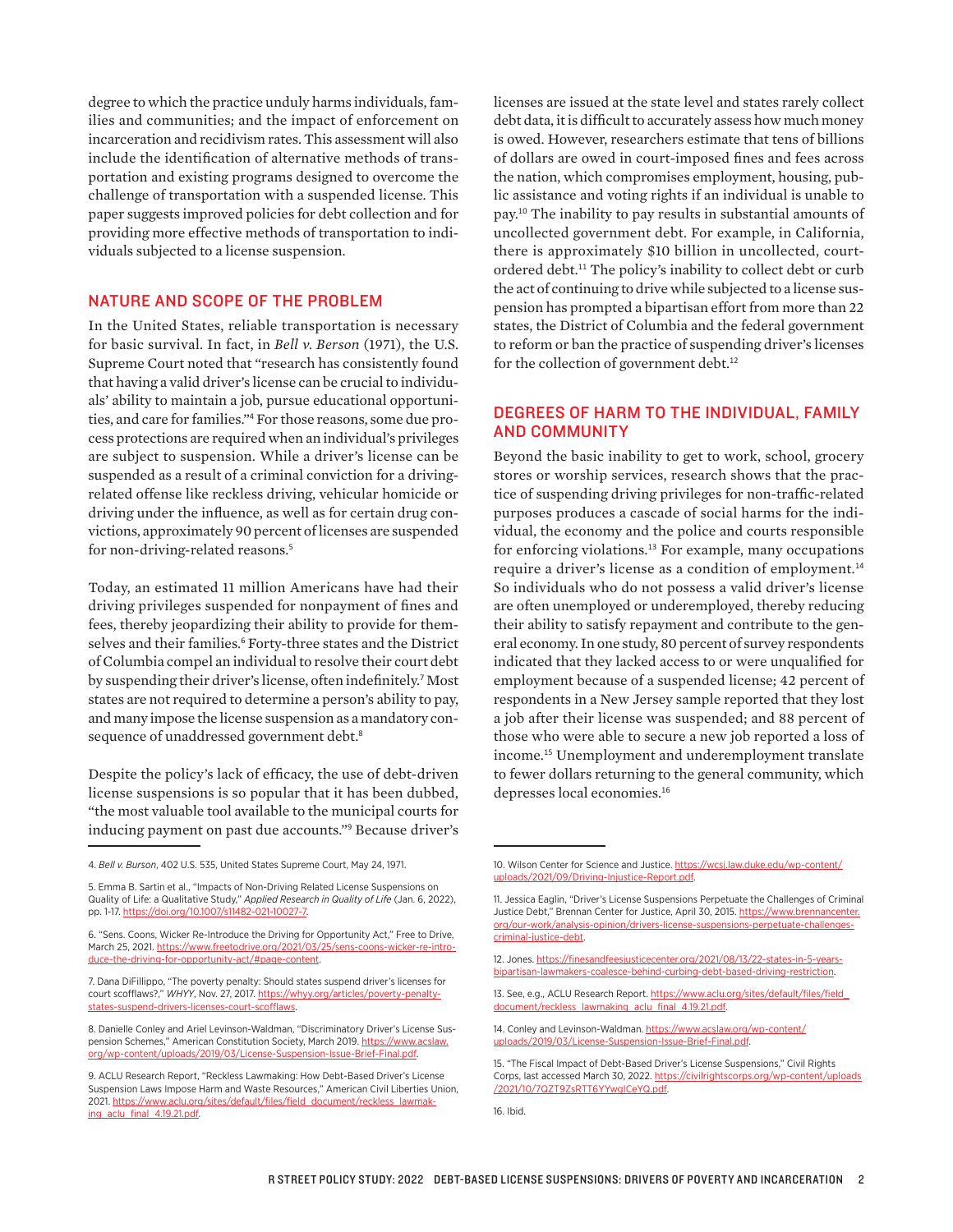degree to which the practice unduly harms individuals, families and communities; and the impact of enforcement on incarceration and recidivism rates. This assessment will also include the identification of alternative methods of transportation and existing programs designed to overcome the challenge of transportation with a suspended license. This paper suggests improved policies for debt collection and for providing more effective methods of transportation to individuals subjected to a license suspension.

## NATURE AND SCOPE OF THE PROBLEM

In the United States, reliable transportation is necessary for basic survival. In fact, in *Bell v. Berson* (1971), the U.S. Supreme Court noted that "research has consistently found that having a valid driver's license can be crucial to individuals' ability to maintain a job, pursue educational opportunities, and care for families."[4] For those reasons, some due process protections are required when an individual's privileges are subject to suspension. While a driver's license can be suspended as a result of a criminal conviction for a driving-related offense like reckless driving, vehicular homicide or driving under the influence, as well as for certain drug convictions, approximately 90 percent of licenses are suspended for non-driving-related reasons.[5]

Today, an estimated 11 million Americans have had their driving privileges suspended for nonpayment of fines and fees, thereby jeopardizing their ability to provide for themselves and their families.[6] Forty-three states and the District of Columbia compel an individual to resolve their court debt by suspending their driver's license, often indefinitely.[7] Most states are not required to determine a person's ability to pay, and many impose the license suspension as a mandatory consequence of unaddressed government debt.[8]

Despite the policy's lack of efficacy, the use of debt-driven license suspensions is so popular that it has been dubbed, "the most valuable tool available to the municipal courts for inducing payment on past due accounts."[9] Because driver's licenses are issued at the state level and states rarely collect debt data, it is difficult to accurately assess how much money is owed. However, researchers estimate that tens of billions of dollars are owed in court-imposed fines and fees across the nation, which compromises employment, housing, public assistance and voting rights if an individual is unable to pay.[10] The inability to pay results in substantial amounts of uncollected government debt. For example, in California, there is approximately $10 billion in uncollected, court-ordered debt.[11] The policy's inability to collect debt or curb the act of continuing to drive while subjected to a license suspension has prompted a bipartisan effort from more than 22 states, the District of Columbia and the federal government to reform or ban the practice of suspending driver's licenses for the collection of government debt.[12]

## DEGREES OF HARM TO THE INDIVIDUAL, FAMILY AND COMMUNITY

Beyond the basic inability to get to work, school, grocery stores or worship services, research shows that the practice of suspending driving privileges for non-traffic-related purposes produces a cascade of social harms for the individual, the economy and the police and courts responsible for enforcing violations.[13] For example, many occupations require a driver's license as a condition of employment.[14] So individuals who do not possess a valid driver's license are often unemployed or underemployed, thereby reducing their ability to satisfy repayment and contribute to the general economy. In one study, 80 percent of survey respondents indicated that they lacked access to or were unqualified for employment because of a suspended license; 42 percent of respondents in a New Jersey sample reported that they lost a job after their license was suspended; and 88 percent of those who were able to secure a new job reported a loss of income.[15] Unemployment and underemployment translate to fewer dollars returning to the general community, which depresses local economies.[16]

---

4. *Bell v. Burson*, 402 U.S. 535, United States Supreme Court, May 24, 1971.

5. Emma B. Sartin et al., "Impacts of Non-Driving Related License Suspensions on Quality of Life: a Qualitative Study," *Applied Research in Quality of Life* (Jan. 6, 2022), pp. 1-17. https://doi.org/10.1007/s11482-021-10027-7.

6. "Sens. Coons, Wicker Re-Introduce the Driving for Opportunity Act," Free to Drive, March 25, 2021. https://www.freetodrive.org/2021/03/25/sens-coons-wicker-re-introduce-the-driving-for-opportunity-act/#page-content.

7. Dana DiFillippo, "The poverty penalty: Should states suspend driver's licenses for court scofflaws?," *WHYY*, Nov. 27, 2017. https://whyy.org/articles/poverty-penalty-states-suspend-drivers-licenses-court-scofflaws.

8. Danielle Conley and Ariel Levinson-Waldman, "Discriminatory Driver's License Suspension Schemes," American Constitution Society, March 2019. https://www.acslaw.org/wp-content/uploads/2019/03/License-Suspension-Issue-Brief-Final.pdf.

9. ACLU Research Report, "Reckless Lawmaking: How Debt-Based Driver's License Suspension Laws Impose Harm and Waste Resources," American Civil Liberties Union, 2021. https://www.aclu.org/sites/default/files/field_document/reckless_lawmaking_aclu_final_4.19.21.pdf.

10. Wilson Center for Science and Justice. https://wcsj.law.duke.edu/wp-content/uploads/2021/09/Driving-Injustice-Report.pdf.

11. Jessica Eaglin, "Driver's License Suspensions Perpetuate the Challenges of Criminal Justice Debt," Brennan Center for Justice, April 30, 2015. https://www.brennancenter.org/our-work/analysis-opinion/drivers-license-suspensions-perpetuate-challenges-criminal-justice-debt.

12. Jones. https://finesandfeesjusticecenter.org/2021/08/13/22-states-in-5-years-bipartisan-lawmakers-coalesce-behind-curbing-debt-based-driving-restriction.

13. See, e.g., ACLU Research Report. https://www.aclu.org/sites/default/files/field_document/reckless_lawmaking_aclu_final_4.19.21.pdf.

14. Conley and Levinson-Waldman. https://www.acslaw.org/wp-content/uploads/2019/03/License-Suspension-Issue-Brief-Final.pdf.

15. "The Fiscal Impact of Debt-Based Driver's License Suspensions," Civil Rights Corps, last accessed March 30, 2022. https://civilrightscorps.org/wp-content/uploads/2021/10/7QZT9ZsRTT6YYwgICeYQ.pdf.

16. Ibid.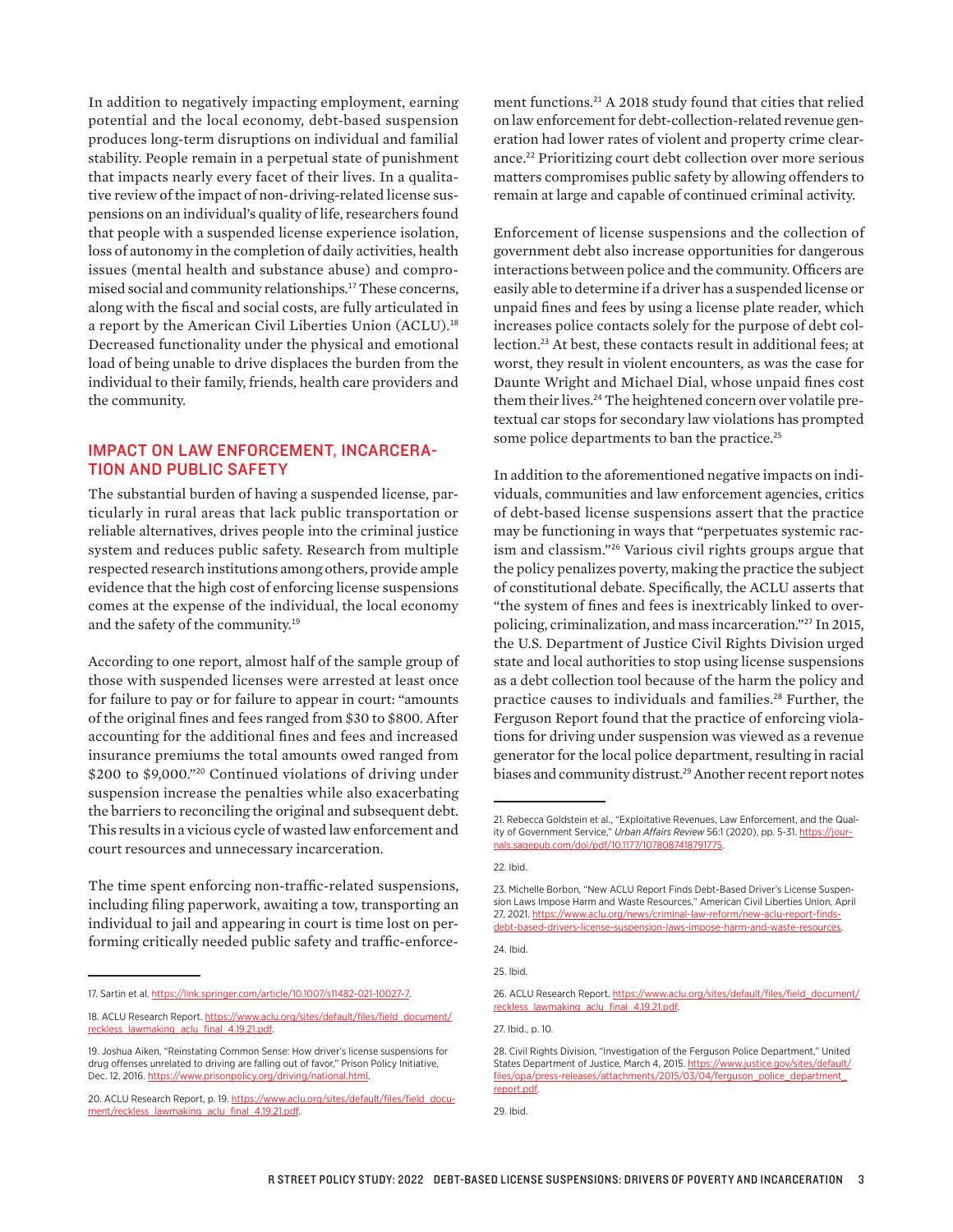In addition to negatively impacting employment, earning potential and the local economy, debt-based suspension produces long-term disruptions on individual and familial stability. People remain in a perpetual state of punishment that impacts nearly every facet of their lives. In a qualitative review of the impact of non-driving-related license suspensions on an individual's quality of life, researchers found that people with a suspended license experience isolation, loss of autonomy in the completion of daily activities, health issues (mental health and substance abuse) and compromised social and community relationships.[17] These concerns, along with the fiscal and social costs, are fully articulated in a report by the American Civil Liberties Union (ACLU).[18] Decreased functionality under the physical and emotional load of being unable to drive displaces the burden from the individual to their family, friends, health care providers and the community.

## IMPACT ON LAW ENFORCEMENT, INCARCERATION AND PUBLIC SAFETY

The substantial burden of having a suspended license, particularly in rural areas that lack public transportation or reliable alternatives, drives people into the criminal justice system and reduces public safety. Research from multiple respected research institutions among others, provide ample evidence that the high cost of enforcing license suspensions comes at the expense of the individual, the local economy and the safety of the community.[19]

According to one report, almost half of the sample group of those with suspended licenses were arrested at least once for failure to pay or for failure to appear in court: "amounts of the original fines and fees ranged from $30 to $800. After accounting for the additional fines and fees and increased insurance premiums the total amounts owed ranged from $200 to $9,000."[20] Continued violations of driving under suspension increase the penalties while also exacerbating the barriers to reconciling the original and subsequent debt. This results in a vicious cycle of wasted law enforcement and court resources and unnecessary incarceration.

The time spent enforcing non-traffic-related suspensions, including filing paperwork, awaiting a tow, transporting an individual to jail and appearing in court is time lost on performing critically needed public safety and traffic-enforcement functions.[21] A 2018 study found that cities that relied on law enforcement for debt-collection-related revenue generation had lower rates of violent and property crime clearance.[22] Prioritizing court debt collection over more serious matters compromises public safety by allowing offenders to remain at large and capable of continued criminal activity.

Enforcement of license suspensions and the collection of government debt also increase opportunities for dangerous interactions between police and the community. Officers are easily able to determine if a driver has a suspended license or unpaid fines and fees by using a license plate reader, which increases police contacts solely for the purpose of debt collection.[23] At best, these contacts result in additional fees; at worst, they result in violent encounters, as was the case for Daunte Wright and Michael Dial, whose unpaid fines cost them their lives.[24] The heightened concern over volatile pretextual car stops for secondary law violations has prompted some police departments to ban the practice.[25]

In addition to the aforementioned negative impacts on individuals, communities and law enforcement agencies, critics of debt-based license suspensions assert that the practice may be functioning in ways that "perpetuates systemic racism and classism."[26] Various civil rights groups argue that the policy penalizes poverty, making the practice the subject of constitutional debate. Specifically, the ACLU asserts that "the system of fines and fees is inextricably linked to over-policing, criminalization, and mass incarceration."[27] In 2015, the U.S. Department of Justice Civil Rights Division urged state and local authorities to stop using license suspensions as a debt collection tool because of the harm the policy and practice causes to individuals and families.[28] Further, the Ferguson Report found that the practice of enforcing violations for driving under suspension was viewed as a revenue generator for the local police department, resulting in racial biases and community distrust.[29] Another recent report notes

---

17. Sartin et al. https://link.springer.com/article/10.1007/s11482-021-10027-7.

18. ACLU Research Report. https://www.aclu.org/sites/default/files/field_document/reckless_lawmaking_aclu_final_4.19.21.pdf.

19. Joshua Aiken, "Reinstating Common Sense: How driver's license suspensions for drug offenses unrelated to driving are falling out of favor," Prison Policy Initiative, Dec. 12, 2016. https://www.prisonpolicy.org/driving/national.html.

20. ACLU Research Report, p. 19. https://www.aclu.org/sites/default/files/field_document/reckless_lawmaking_aclu_final_4.19.21.pdf.

21. Rebecca Goldstein et al., "Exploitative Revenues, Law Enforcement, and the Quality of Government Service," *Urban Affairs Review* 56:1 (2020), pp. 5-31. https://journals.sagepub.com/doi/pdf/10.1177/1078087418791775.

22. Ibid.

23. Michelle Borbon, "New ACLU Report Finds Debt-Based Driver's License Suspension Laws Impose Harm and Waste Resources," American Civil Liberties Union, April 27, 2021. https://www.aclu.org/news/criminal-law-reform/new-aclu-report-finds-debt-based-drivers-license-suspension-laws-impose-harm-and-waste-resources.

24. Ibid.

25. Ibid.

26. ACLU Research Report. https://www.aclu.org/sites/default/files/field_document/reckless_lawmaking_aclu_final_4.19.21.pdf.

27. Ibid., p. 10.

28. Civil Rights Division, "Investigation of the Ferguson Police Department," United States Department of Justice, March 4, 2015. https://www.justice.gov/sites/default/files/opa/press-releases/attachments/2015/03/04/ferguson_police_department_report.pdf.

29. Ibid.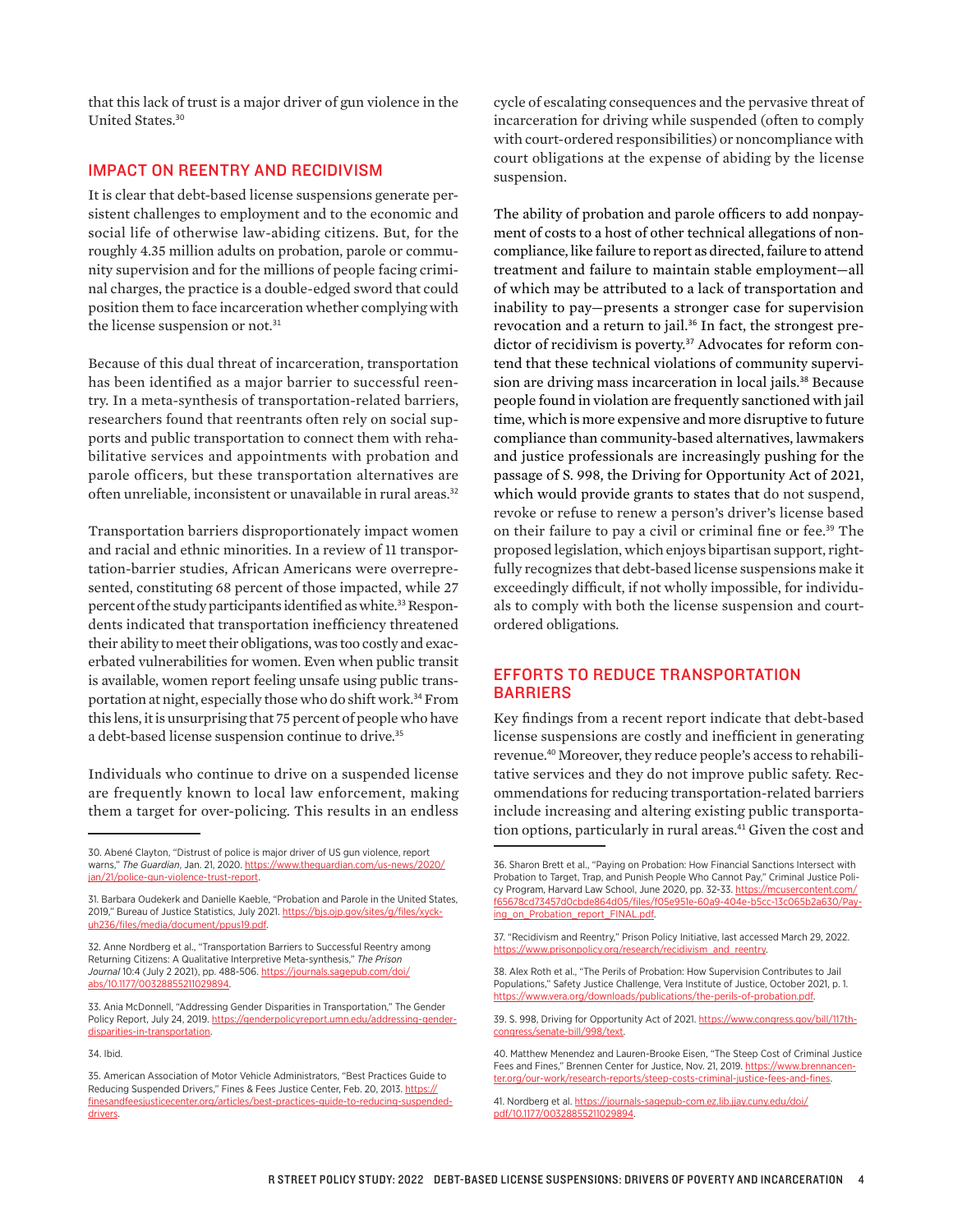that this lack of trust is a major driver of gun violence in the United States.[30]

## IMPACT ON REENTRY AND RECIDIVISM

It is clear that debt-based license suspensions generate persistent challenges to employment and to the economic and social life of otherwise law-abiding citizens. But, for the roughly 4.35 million adults on probation, parole or community supervision and for the millions of people facing criminal charges, the practice is a double-edged sword that could position them to face incarceration whether complying with the license suspension or not.[31]

Because of this dual threat of incarceration, transportation has been identified as a major barrier to successful reentry. In a meta-synthesis of transportation-related barriers, researchers found that reentrants often rely on social supports and public transportation to connect them with rehabilitative services and appointments with probation and parole officers, but these transportation alternatives are often unreliable, inconsistent or unavailable in rural areas.[32]

Transportation barriers disproportionately impact women and racial and ethnic minorities. In a review of 11 transportation-barrier studies, African Americans were overrepresented, constituting 68 percent of those impacted, while 27 percent of the study participants identified as white.[33] Respondents indicated that transportation inefficiency threatened their ability to meet their obligations, was too costly and exacerbated vulnerabilities for women. Even when public transit is available, women report feeling unsafe using public transportation at night, especially those who do shift work.[34] From this lens, it is unsurprising that 75 percent of people who have a debt-based license suspension continue to drive.[35]

Individuals who continue to drive on a suspended license are frequently known to local law enforcement, making them a target for over-policing. This results in an endless cycle of escalating consequences and the pervasive threat of incarceration for driving while suspended (often to comply with court-ordered responsibilities) or noncompliance with court obligations at the expense of abiding by the license suspension.

The ability of probation and parole officers to add nonpayment of costs to a host of other technical allegations of noncompliance, like failure to report as directed, failure to attend treatment and failure to maintain stable employment—all of which may be attributed to a lack of transportation and inability to pay—presents a stronger case for supervision revocation and a return to jail.[36] In fact, the strongest predictor of recidivism is poverty.[37] Advocates for reform contend that these technical violations of community supervision are driving mass incarceration in local jails.[38] Because people found in violation are frequently sanctioned with jail time, which is more expensive and more disruptive to future compliance than community-based alternatives, lawmakers and justice professionals are increasingly pushing for the passage of S. 998, the Driving for Opportunity Act of 2021, which would provide grants to states that do not suspend, revoke or refuse to renew a person's driver's license based on their failure to pay a civil or criminal fine or fee.[39] The proposed legislation, which enjoys bipartisan support, rightfully recognizes that debt-based license suspensions make it exceedingly difficult, if not wholly impossible, for individuals to comply with both the license suspension and court-ordered obligations.

## EFFORTS TO REDUCE TRANSPORTATION BARRIERS

Key findings from a recent report indicate that debt-based license suspensions are costly and inefficient in generating revenue.[40] Moreover, they reduce people's access to rehabilitative services and they do not improve public safety. Recommendations for reducing transportation-related barriers include increasing and altering existing public transportation options, particularly in rural areas.[41] Given the cost and

---

30. Abené Clayton, "Distrust of police is major driver of US gun violence, report warns," *The Guardian*, Jan. 21, 2020. https://www.theguardian.com/us-news/2020/jan/21/police-gun-violence-trust-report.

31. Barbara Oudekerk and Danielle Kaeble, "Probation and Parole in the United States, 2019," Bureau of Justice Statistics, July 2021. https://bjs.ojp.gov/sites/g/files/xyckuh236/files/media/document/ppus19.pdf.

32. Anne Nordberg et al., "Transportation Barriers to Successful Reentry among Returning Citizens: A Qualitative Interpretive Meta-synthesis," *The Prison Journal* 10:4 (July 2 2021), pp. 488-506. https://journals.sagepub.com/doi/abs/10.1177/00328855211029894.

33. Ania McDonnell, "Addressing Gender Disparities in Transportation," The Gender Policy Report, July 24, 2019. https://genderpolicyreport.umn.edu/addressing-gender-disparities-in-transportation.

34. Ibid.

35. American Association of Motor Vehicle Administrators, "Best Practices Guide to Reducing Suspended Drivers," Fines & Fees Justice Center, Feb. 20, 2013. https://finesandfeesjusticecenter.org/articles/best-practices-guide-to-reducing-suspended-drivers.

36. Sharon Brett et al., "Paying on Probation: How Financial Sanctions Intersect with Probation to Target, Trap, and Punish People Who Cannot Pay," Criminal Justice Policy Program, Harvard Law School, June 2020, pp. 32-33. https://mcusercontent.com/f65678cd73457d0cbde864d05/files/f05e951e-60a9-404e-b5cc-13c065b2a630/Paying_on_Probation_report_FINAL.pdf.

37. "Recidivism and Reentry," Prison Policy Initiative, last accessed March 29, 2022. https://www.prisonpolicy.org/research/recidivism_and_reentry.

38. Alex Roth et al., "The Perils of Probation: How Supervision Contributes to Jail Populations," Safety Justice Challenge, Vera Institute of Justice, October 2021, p. 1. https://www.vera.org/downloads/publications/the-perils-of-probation.pdf.

39. S. 998, Driving for Opportunity Act of 2021. https://www.congress.gov/bill/117th-congress/senate-bill/998/text.

40. Matthew Menendez and Lauren-Brooke Eisen, "The Steep Cost of Criminal Justice Fees and Fines," Brennen Center for Justice, Nov. 21, 2019. https://www.brennancenter.org/our-work/research-reports/steep-costs-criminal-justice-fees-and-fines.

41. Nordberg et al. https://journals-sagepub-com.ez.lib.jjay.cuny.edu/doi/pdf/10.1177/00328855211029894.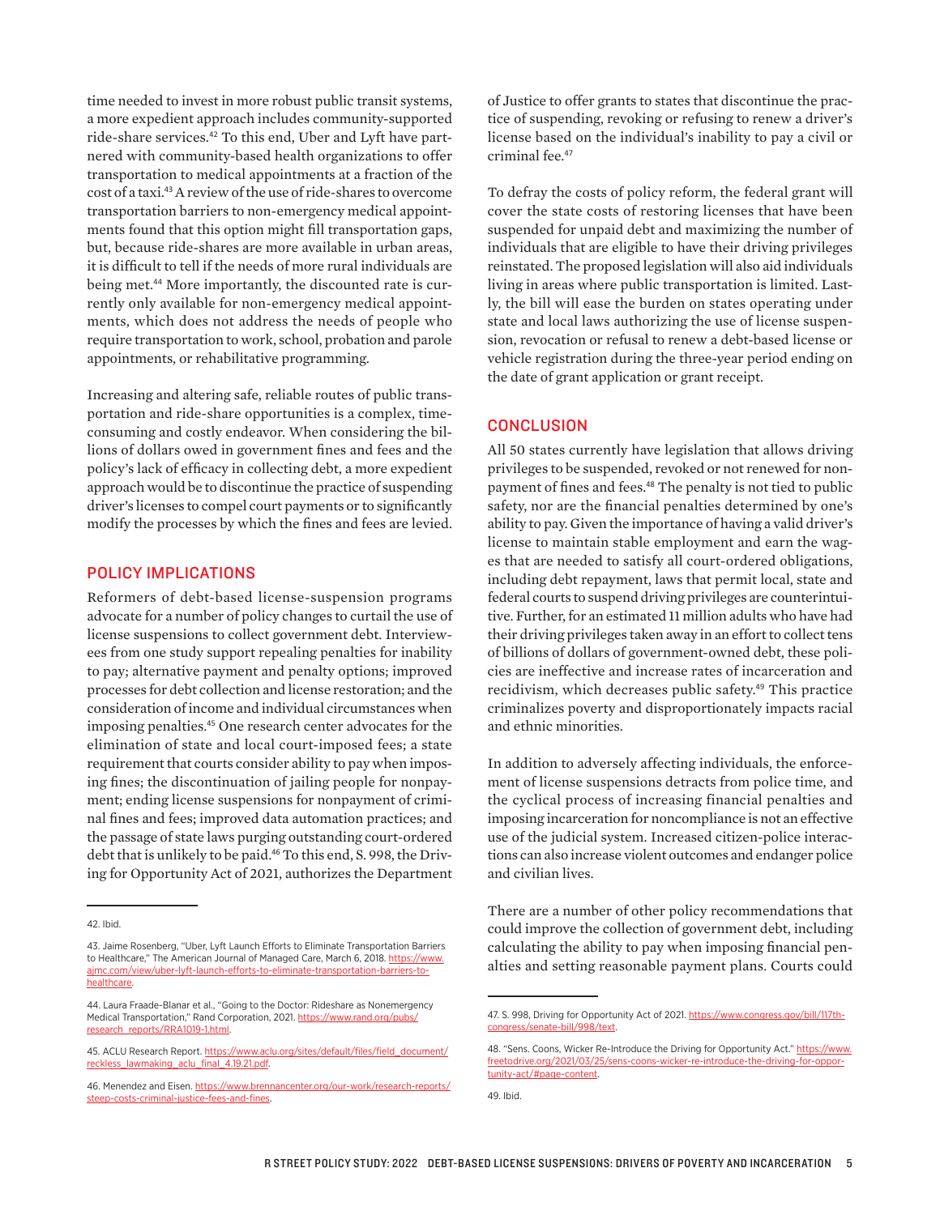time needed to invest in more robust public transit systems, a more expedient approach includes community-supported ride-share services.[42] To this end, Uber and Lyft have partnered with community-based health organizations to offer transportation to medical appointments at a fraction of the cost of a taxi.[43] A review of the use of ride-shares to overcome transportation barriers to non-emergency medical appointments found that this option might fill transportation gaps, but, because ride-shares are more available in urban areas, it is difficult to tell if the needs of more rural individuals are being met.[44] More importantly, the discounted rate is currently only available for non-emergency medical appointments, which does not address the needs of people who require transportation to work, school, probation and parole appointments, or rehabilitative programming.

Increasing and altering safe, reliable routes of public transportation and ride-share opportunities is a complex, time-consuming and costly endeavor. When considering the billions of dollars owed in government fines and fees and the policy's lack of efficacy in collecting debt, a more expedient approach would be to discontinue the practice of suspending driver's licenses to compel court payments or to significantly modify the processes by which the fines and fees are levied.

## POLICY IMPLICATIONS

Reformers of debt-based license-suspension programs advocate for a number of policy changes to curtail the use of license suspensions to collect government debt. Interviewees from one study support repealing penalties for inability to pay; alternative payment and penalty options; improved processes for debt collection and license restoration; and the consideration of income and individual circumstances when imposing penalties.[45] One research center advocates for the elimination of state and local court-imposed fees; a state requirement that courts consider ability to pay when imposing fines; the discontinuation of jailing people for nonpayment; ending license suspensions for nonpayment of criminal fines and fees; improved data automation practices; and the passage of state laws purging outstanding court-ordered debt that is unlikely to be paid.[46] To this end, S. 998, the Driving for Opportunity Act of 2021, authorizes the Department of Justice to offer grants to states that discontinue the practice of suspending, revoking or refusing to renew a driver's license based on the individual's inability to pay a civil or criminal fee.[47]

To defray the costs of policy reform, the federal grant will cover the state costs of restoring licenses that have been suspended for unpaid debt and maximizing the number of individuals that are eligible to have their driving privileges reinstated. The proposed legislation will also aid individuals living in areas where public transportation is limited. Lastly, the bill will ease the burden on states operating under state and local laws authorizing the use of license suspension, revocation or refusal to renew a debt-based license or vehicle registration during the three-year period ending on the date of grant application or grant receipt.

## CONCLUSION

All 50 states currently have legislation that allows driving privileges to be suspended, revoked or not renewed for nonpayment of fines and fees.[48] The penalty is not tied to public safety, nor are the financial penalties determined by one's ability to pay. Given the importance of having a valid driver's license to maintain stable employment and earn the wages that are needed to satisfy all court-ordered obligations, including debt repayment, laws that permit local, state and federal courts to suspend driving privileges are counterintuitive. Further, for an estimated 11 million adults who have had their driving privileges taken away in an effort to collect tens of billions of dollars of government-owned debt, these policies are ineffective and increase rates of incarceration and recidivism, which decreases public safety.[49] This practice criminalizes poverty and disproportionately impacts racial and ethnic minorities.

In addition to adversely affecting individuals, the enforcement of license suspensions detracts from police time, and the cyclical process of increasing financial penalties and imposing incarceration for noncompliance is not an effective use of the judicial system. Increased citizen-police interactions can also increase violent outcomes and endanger police and civilian lives.

There are a number of other policy recommendations that could improve the collection of government debt, including calculating the ability to pay when imposing financial penalties and setting reasonable payment plans. Courts could

---

42. Ibid.

43. Jaime Rosenberg, "Uber, Lyft Launch Efforts to Eliminate Transportation Barriers to Healthcare," The American Journal of Managed Care, March 6, 2018. https://www.ajmc.com/view/uber-lyft-launch-efforts-to-eliminate-transportation-barriers-to-healthcare.

44. Laura Fraade-Blanar et al., "Going to the Doctor: Rideshare as Nonemergency Medical Transportation," Rand Corporation, 2021. https://www.rand.org/pubs/research_reports/RRA1019-1.html.

45. ACLU Research Report. https://www.aclu.org/sites/default/files/field_document/reckless_lawmaking_aclu_final_4.19.21.pdf.

46. Menendez and Eisen. https://www.brennancenter.org/our-work/research-reports/steep-costs-criminal-justice-fees-and-fines.

47. S. 998, Driving for Opportunity Act of 2021. https://www.congress.gov/bill/117th-congress/senate-bill/998/text.

48. "Sens. Coons, Wicker Re-Introduce the Driving for Opportunity Act." https://www.freetodrive.org/2021/03/25/sens-coons-wicker-re-introduce-the-driving-for-opportunity-act/#page-content.

49. Ibid.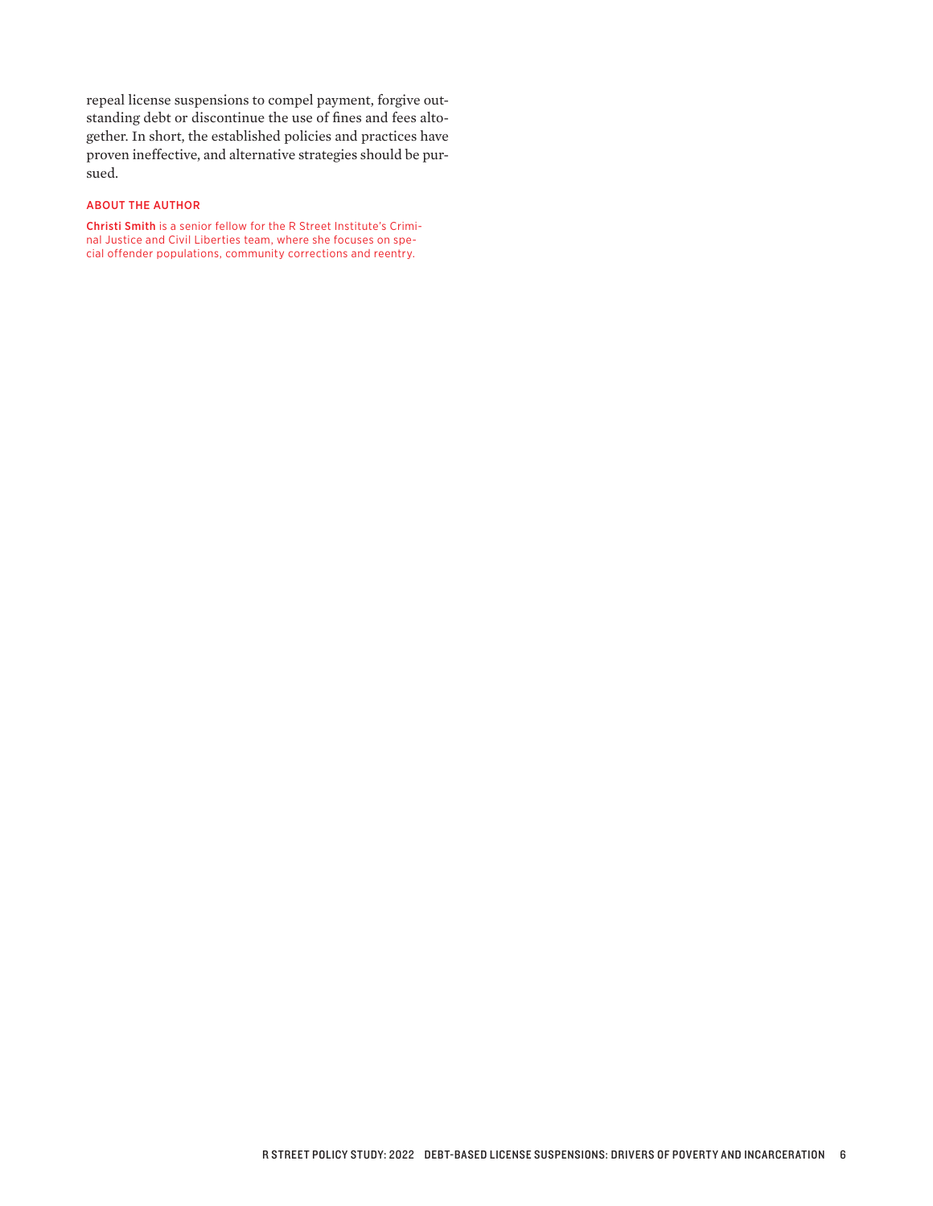repeal license suspensions to compel payment, forgive outstanding debt or discontinue the use of fines and fees altogether. In short, the established policies and practices have proven ineffective, and alternative strategies should be pursued.

### ABOUT THE AUTHOR

**Christi Smith** is a senior fellow for the R Street Institute's Criminal Justice and Civil Liberties team, where she focuses on special offender populations, community corrections and reentry.